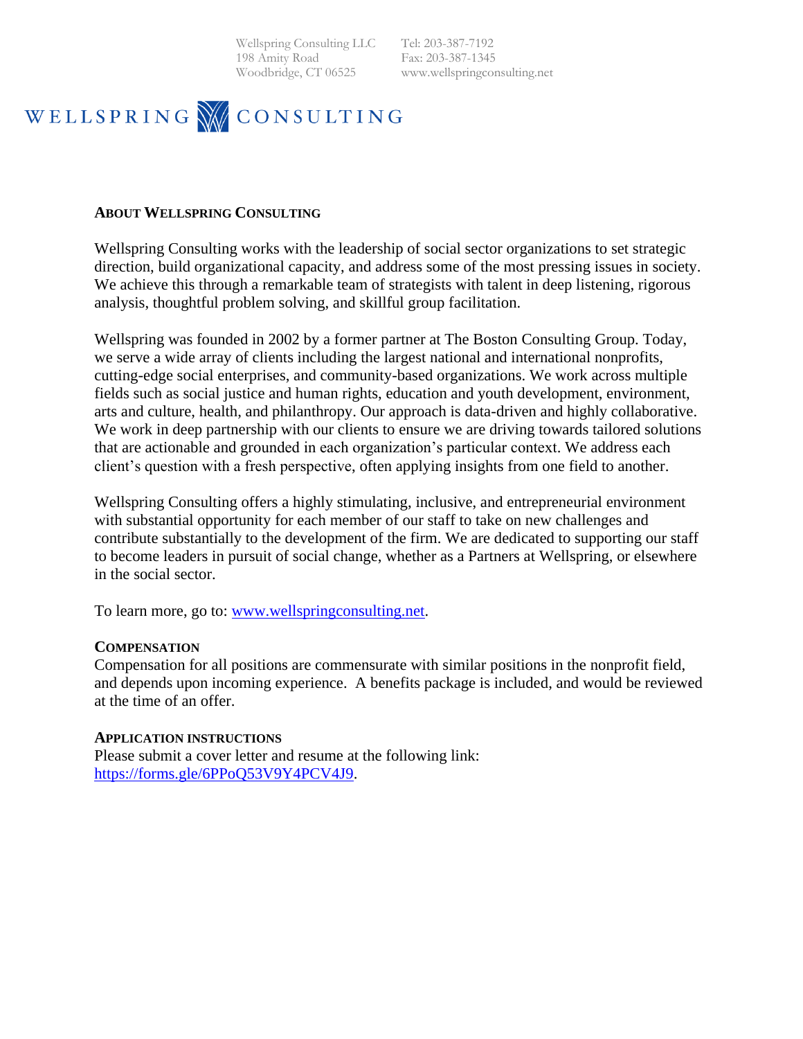Wellspring Consulting LLC
198 Amity Road
Woodbridge, CT 06525

Tel: 203-387-7192
Fax: 203-387-1345
www.wellspringconsulting.net

WELLSPRING CONSULTING

## ABOUT WELLSPRING CONSULTING

Wellspring Consulting works with the leadership of social sector organizations to set strategic direction, build organizational capacity, and address some of the most pressing issues in society. We achieve this through a remarkable team of strategists with talent in deep listening, rigorous analysis, thoughtful problem solving, and skillful group facilitation.

Wellspring was founded in 2002 by a former partner at The Boston Consulting Group. Today, we serve a wide array of clients including the largest national and international nonprofits, cutting-edge social enterprises, and community-based organizations. We work across multiple fields such as social justice and human rights, education and youth development, environment, arts and culture, health, and philanthropy. Our approach is data-driven and highly collaborative. We work in deep partnership with our clients to ensure we are driving towards tailored solutions that are actionable and grounded in each organization's particular context. We address each client's question with a fresh perspective, often applying insights from one field to another.

Wellspring Consulting offers a highly stimulating, inclusive, and entrepreneurial environment with substantial opportunity for each member of our staff to take on new challenges and contribute substantially to the development of the firm. We are dedicated to supporting our staff to become leaders in pursuit of social change, whether as a Partners at Wellspring, or elsewhere in the social sector.

To learn more, go to: [www.wellspringconsulting.net](http://www.wellspringconsulting.net).

## COMPENSATION

Compensation for all positions are commensurate with similar positions in the nonprofit field, and depends upon incoming experience. A benefits package is included, and would be reviewed at the time of an offer.

## APPLICATION INSTRUCTIONS

Please submit a cover letter and resume at the following link: [https://forms.gle/6PPoQ53V9Y4PCV4J9](https://forms.gle/6PPoQ53V9Y4PCV4J9).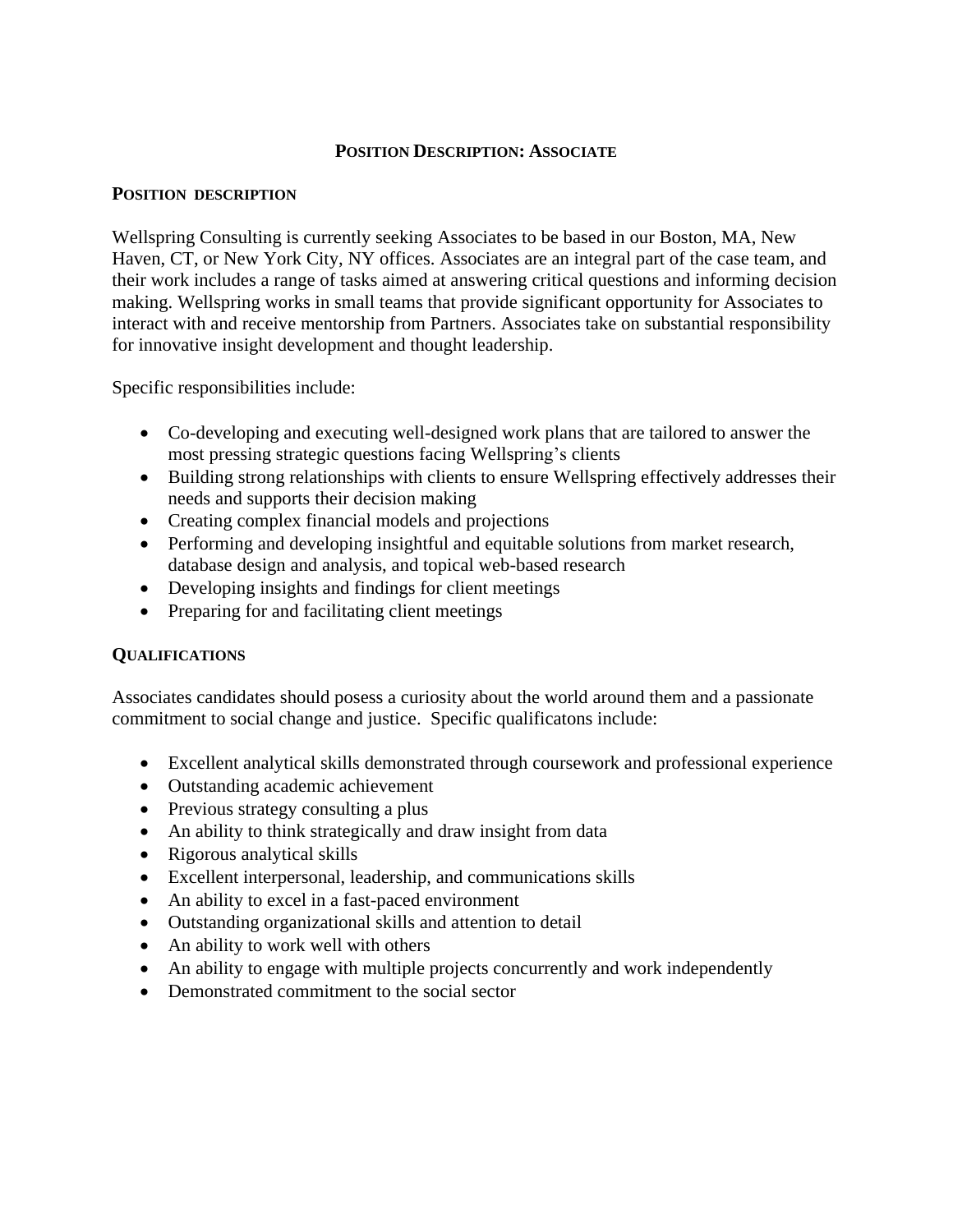# POSITION DESCRIPTION: ASSOCIATE

## POSITION DESCRIPTION

Wellspring Consulting is currently seeking Associates to be based in our Boston, MA, New Haven, CT, or New York City, NY offices. Associates are an integral part of the case team, and their work includes a range of tasks aimed at answering critical questions and informing decision making. Wellspring works in small teams that provide significant opportunity for Associates to interact with and receive mentorship from Partners. Associates take on substantial responsibility for innovative insight development and thought leadership.

Specific responsibilities include:

- Co-developing and executing well-designed work plans that are tailored to answer the most pressing strategic questions facing Wellspring's clients
- Building strong relationships with clients to ensure Wellspring effectively addresses their needs and supports their decision making
- Creating complex financial models and projections
- Performing and developing insightful and equitable solutions from market research, database design and analysis, and topical web-based research
- Developing insights and findings for client meetings
- Preparing for and facilitating client meetings

## QUALIFICATIONS

Associates candidates should posess a curiosity about the world around them and a passionate commitment to social change and justice. Specific qualificatons include:

- Excellent analytical skills demonstrated through coursework and professional experience
- Outstanding academic achievement
- Previous strategy consulting a plus
- An ability to think strategically and draw insight from data
- Rigorous analytical skills
- Excellent interpersonal, leadership, and communications skills
- An ability to excel in a fast-paced environment
- Outstanding organizational skills and attention to detail
- An ability to work well with others
- An ability to engage with multiple projects concurrently and work independently
- Demonstrated commitment to the social sector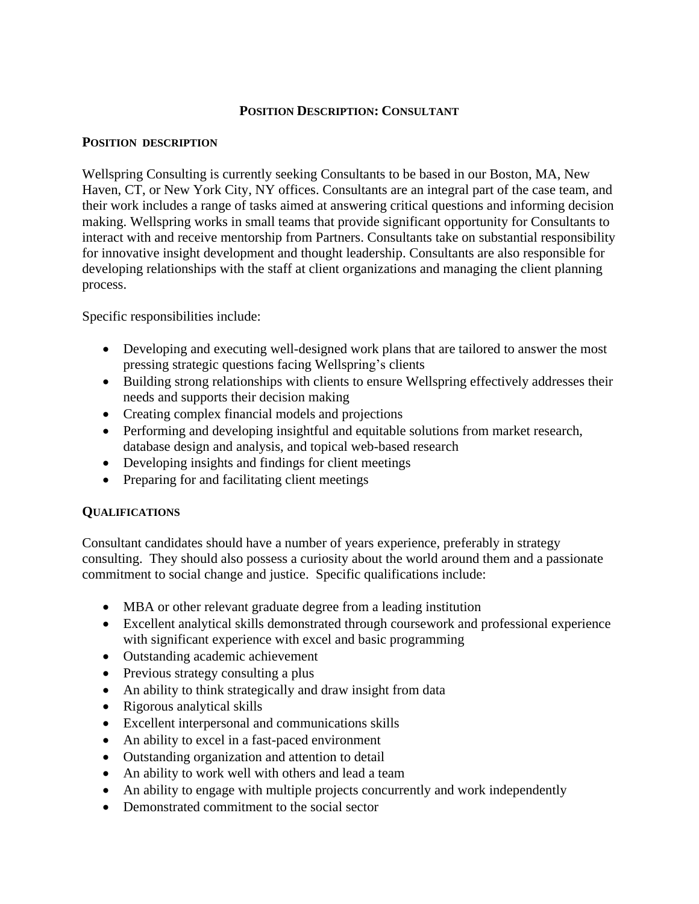# POSITION DESCRIPTION: CONSULTANT

## POSITION DESCRIPTION

Wellspring Consulting is currently seeking Consultants to be based in our Boston, MA, New Haven, CT, or New York City, NY offices. Consultants are an integral part of the case team, and their work includes a range of tasks aimed at answering critical questions and informing decision making. Wellspring works in small teams that provide significant opportunity for Consultants to interact with and receive mentorship from Partners. Consultants take on substantial responsibility for innovative insight development and thought leadership. Consultants are also responsible for developing relationships with the staff at client organizations and managing the client planning process.

Specific responsibilities include:

- Developing and executing well-designed work plans that are tailored to answer the most pressing strategic questions facing Wellspring's clients
- Building strong relationships with clients to ensure Wellspring effectively addresses their needs and supports their decision making
- Creating complex financial models and projections
- Performing and developing insightful and equitable solutions from market research, database design and analysis, and topical web-based research
- Developing insights and findings for client meetings
- Preparing for and facilitating client meetings

## QUALIFICATIONS

Consultant candidates should have a number of years experience, preferably in strategy consulting. They should also possess a curiosity about the world around them and a passionate commitment to social change and justice. Specific qualifications include:

- MBA or other relevant graduate degree from a leading institution
- Excellent analytical skills demonstrated through coursework and professional experience with significant experience with excel and basic programming
- Outstanding academic achievement
- Previous strategy consulting a plus
- An ability to think strategically and draw insight from data
- Rigorous analytical skills
- Excellent interpersonal and communications skills
- An ability to excel in a fast-paced environment
- Outstanding organization and attention to detail
- An ability to work well with others and lead a team
- An ability to engage with multiple projects concurrently and work independently
- Demonstrated commitment to the social sector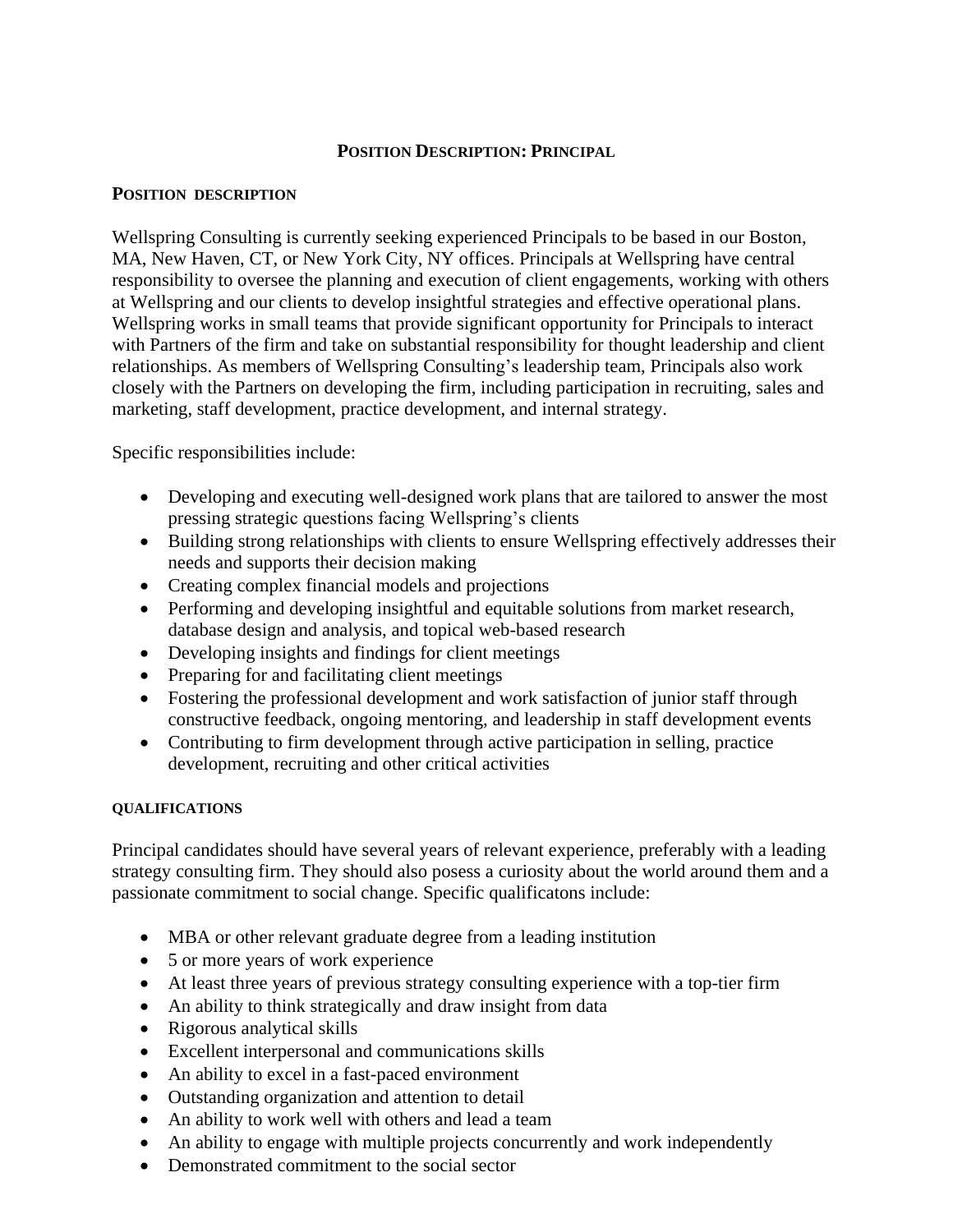## **Position Description: Principal**

### **Position description**

Wellspring Consulting is currently seeking experienced Principals to be based in our Boston, MA, New Haven, CT, or New York City, NY offices. Principals at Wellspring have central responsibility to oversee the planning and execution of client engagements, working with others at Wellspring and our clients to develop insightful strategies and effective operational plans. Wellspring works in small teams that provide significant opportunity for Principals to interact with Partners of the firm and take on substantial responsibility for thought leadership and client relationships. As members of Wellspring Consulting's leadership team, Principals also work closely with the Partners on developing the firm, including participation in recruiting, sales and marketing, staff development, practice development, and internal strategy.

Specific responsibilities include:

- Developing and executing well-designed work plans that are tailored to answer the most pressing strategic questions facing Wellspring's clients
- Building strong relationships with clients to ensure Wellspring effectively addresses their needs and supports their decision making
- Creating complex financial models and projections
- Performing and developing insightful and equitable solutions from market research, database design and analysis, and topical web-based research
- Developing insights and findings for client meetings
- Preparing for and facilitating client meetings
- Fostering the professional development and work satisfaction of junior staff through constructive feedback, ongoing mentoring, and leadership in staff development events
- Contributing to firm development through active participation in selling, practice development, recruiting and other critical activities

#### **Qualifications**

Principal candidates should have several years of relevant experience, preferably with a leading strategy consulting firm. They should also posess a curiosity about the world around them and a passionate commitment to social change. Specific qualificatons include:

- MBA or other relevant graduate degree from a leading institution
- 5 or more years of work experience
- At least three years of previous strategy consulting experience with a top-tier firm
- An ability to think strategically and draw insight from data
- Rigorous analytical skills
- Excellent interpersonal and communications skills
- An ability to excel in a fast-paced environment
- Outstanding organization and attention to detail
- An ability to work well with others and lead a team
- An ability to engage with multiple projects concurrently and work independently
- Demonstrated commitment to the social sector